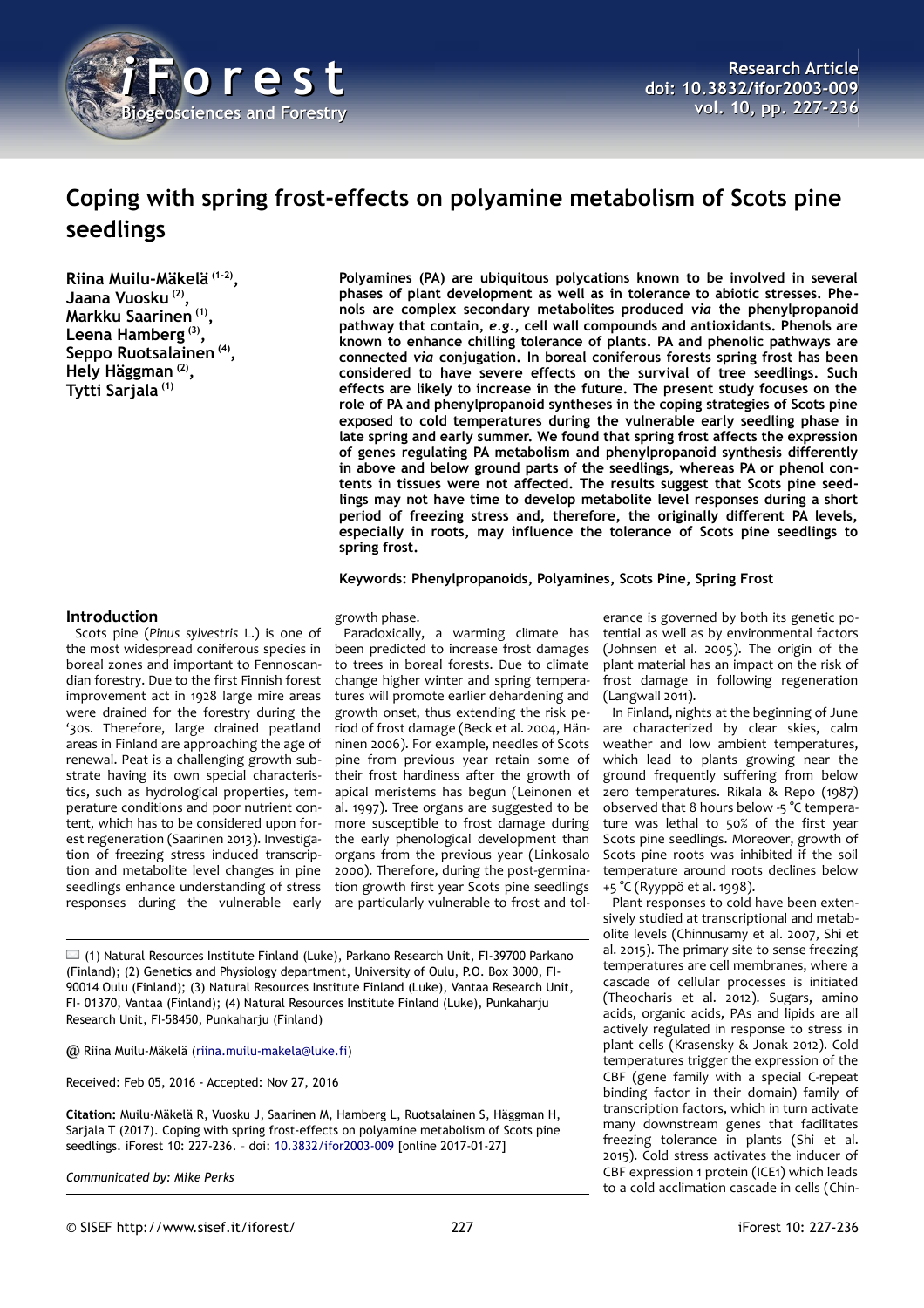# Coping with spring frost-effects on polyamine metabolism of Scots pine seedlings

**Riina Muilu-Mäkelä [1-2], Jaana Vuosku [2], Markku Saarinen [1], Leena Hamberg [3], Seppo Ruotsalainen [4], Hely Häggman [2], Tytti Sarjala [1]**

**Polyamines (PA) are ubiquitous polycations known to be involved in several phases of plant development as well as in tolerance to abiotic stresses. Phenols are complex secondary metabolites produced *via* the phenylpropanoid pathway that contain, *e.g.*, cell wall compounds and antioxidants. Phenols are known to enhance chilling tolerance of plants. PA and phenolic pathways are connected *via* conjugation. In boreal coniferous forests spring frost has been considered to have severe effects on the survival of tree seedlings. Such effects are likely to increase in the future. The present study focuses on the role of PA and phenylpropanoid syntheses in the coping strategies of Scots pine exposed to cold temperatures during the vulnerable early seedling phase in late spring and early summer. We found that spring frost affects the expression of genes regulating PA metabolism and phenylpropanoid synthesis differently in above and below ground parts of the seedlings, whereas PA or phenol contents in tissues were not affected. The results suggest that Scots pine seedlings may not have time to develop metabolite level responses during a short period of freezing stress and, therefore, the originally different PA levels, especially in roots, may influence the tolerance of Scots pine seedlings to spring frost.**

**Keywords: Phenylpropanoids, Polyamines, Scots Pine, Spring Frost**

## Introduction

Scots pine (*Pinus sylvestris* L.) is one of the most widespread coniferous species in the boreal zones and important to Fennoscandian forestry. Due to the first Finnish forest improvement act in 1928 large mire areas were drained for the forestry during the '30s. Therefore, large drained peatland areas in Finland are approaching the age of renewal. Peat is a challenging growth substrate having its own special characteristics, such as hydrological properties, temperature conditions and poor nutrient content, which has to be considered upon forest regeneration (Saarinen 2013). Investigation of freezing stress induced transcription and metabolite level changes in pine seedlings enhance understanding of stress responses during the vulnerable early growth phase.

Paradoxically, a warming climate has been predicted to increase frost damages to trees in boreal forests. Due to climate change higher winter and spring temperatures will promote earlier dehardening and growth onset, thus extending the risk period of frost damage (Beck et al. 2004, Hänninen 2006). For example, needles of Scots pine from previous year retain some of their frost hardiness after the growth of apical meristems has begun (Leinonen et al. 1997). Tree organs are suggested to be more susceptible to frost damage during the early phenological development than organs from the previous year (Linkosalo 2000). Therefore, during the post-germination growth first year Scots pine seedlings are particularly vulnerable to frost and tolerance is governed by both its genetic potential as well as by environmental factors (Johnsen et al. 2005). The origin of the plant material has an impact on the risk of frost damage in following regeneration (Langwall 2011).

In Finland, nights at the beginning of June are characterized by clear skies, calm weather and low ambient temperatures, which lead to plants growing near the ground frequently suffering from below zero temperatures. Rikala & Repo (1987) observed that 8 hours below -5 °C temperature was lethal to 50% of the first year Scots pine seedlings. Moreover, growth of Scots pine roots was inhibited if the soil temperature around roots declines below +5 °C (Ryyppö et al. 1998).

Plant responses to cold have been extensively studied at transcriptional and metabolite levels (Chinnusamy et al. 2007, Shi et al. 2015). The primary site to sense freezing temperatures are cell membranes, where a cascade of cellular processes is initiated (Theocharis et al. 2012). Sugars, amino acids, organic acids, PAs and lipids are all actively regulated in response to stress in plant cells (Krasensky & Jonak 2012). Cold temperatures trigger the expression of the CBF (gene family with a special C-repeat binding factor in their domain) family of transcription factors, which in turn activate many downstream genes that facilitates freezing tolerance in plants (Shi et al. 2015). Cold stress activates the inducer of CBF expression 1 protein (ICE1) which leads to a cold acclimation cascade in cells (Chin-

(1) Natural Resources Institute Finland (Luke), Parkano Research Unit, FI-39700 Parkano (Finland); (2) Genetics and Physiology department, University of Oulu, P.O. Box 3000, FI-90014 Oulu (Finland); (3) Natural Resources Institute Finland (Luke), Vantaa Research Unit, FI- 01370, Vantaa (Finland); (4) Natural Resources Institute Finland (Luke), Punkaharju Research Unit, FI-58450, Punkaharju (Finland)

@ Riina Muilu-Mäkelä (riina.muilu-makela@luke.fi)

Received: Feb 05, 2016 - Accepted: Nov 27, 2016

**Citation:** Muilu-Mäkelä R, Vuosku J, Saarinen M, Hamberg L, Ruotsalainen S, Häggman H, Sarjala T (2017). Coping with spring frost-effects on polyamine metabolism of Scots pine seedlings. iForest 10: 227-236. - doi: 10.3832/ifor2003-009 [online 2017-01-27]

*Communicated by: Mike Perks*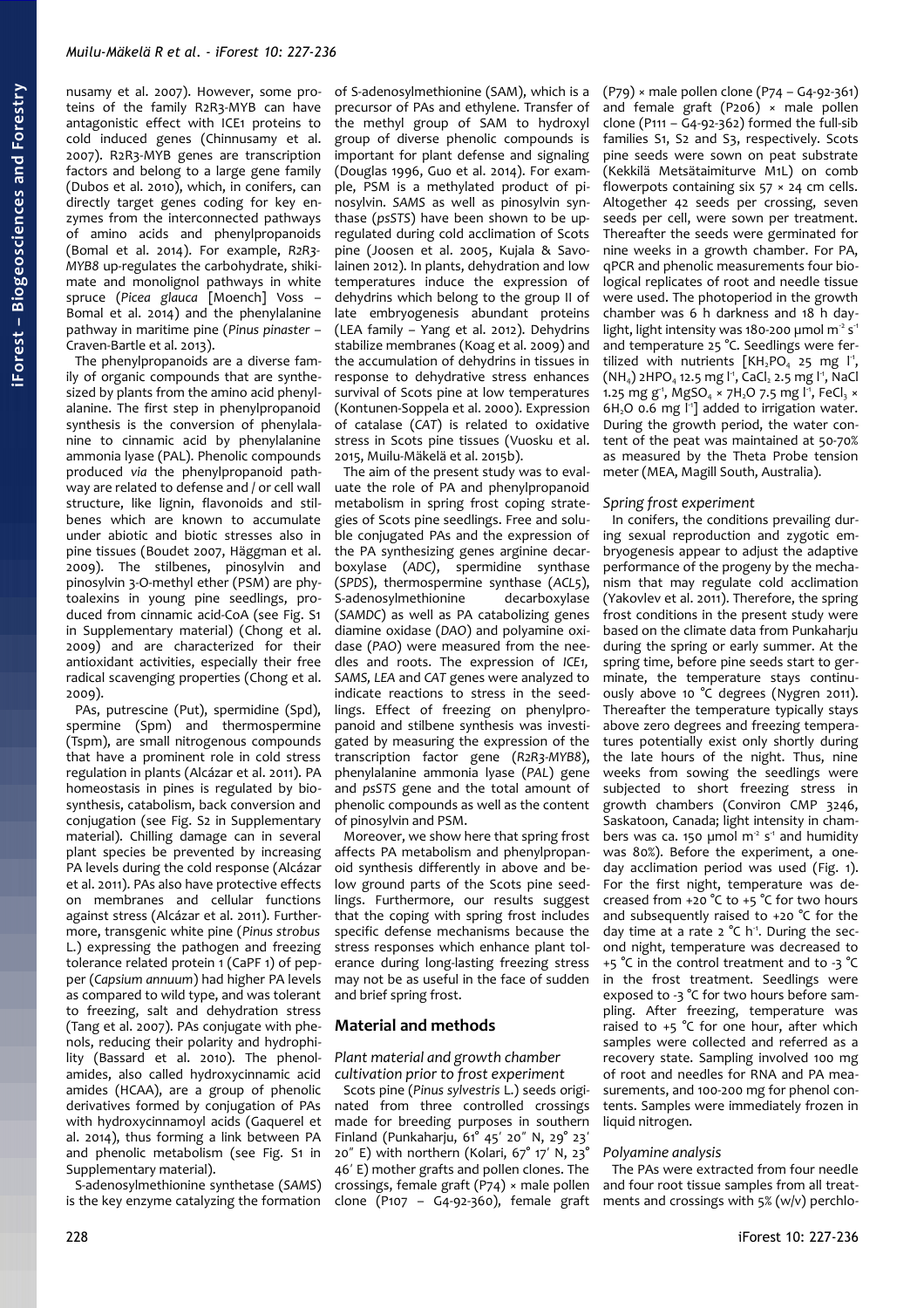nusamy et al. 2007). However, some proteins of the family R2R3-MYB can have antagonistic effect with ICE1 proteins to cold induced genes (Chinnusamy et al. 2007). R2R3-MYB genes are transcription factors and belong to a large gene family (Dubos et al. 2010), which, in conifers, can directly target genes coding for key enzymes from the interconnected pathways of amino acids and phenylpropanoids (Bomal et al. 2014). For example, *R2R3-MYB8* up-regulates the carbohydrate, shikimate and monolignol pathways in white spruce (*Picea glauca* [Moench] Voss – Bomal et al. 2014) and the phenylalanine pathway in maritime pine (*Pinus pinaster* – Craven-Bartle et al. 2013).

The phenylpropanoids are a diverse family of organic compounds that are synthesized by plants from the amino acid phenylalanine. The first step in phenylpropanoid synthesis is the conversion of phenylalanine to cinnamic acid by phenylalanine ammonia lyase (PAL). Phenolic compounds produced *via* the phenylpropanoid pathway are related to defense and / or cell wall structure, like lignin, flavonoids and stilbenes which are known to accumulate under abiotic and biotic stresses also in pine tissues (Boudet 2007, Häggman et al. 2009). The stilbenes, pinosylvin and pinosylvin 3-O-methyl ether (PSM) are phytoalexins in young pine seedlings, produced from cinnamic acid-CoA (see Fig. S1 in Supplementary material) (Chong et al. 2009) and are characterized for their antioxidant activities, especially their free radical scavenging properties (Chong et al. 2009).

PAs, putrescine (Put), spermidine (Spd), spermine (Spm) and thermospermine (Tspm), are small nitrogenous compounds that have a prominent role in cold stress regulation in plants (Alcázar et al. 2011). PA homeostasis in pines is regulated by biosynthesis, catabolism, back conversion and conjugation (see Fig. S2 in Supplementary material). Chilling damage can in several plant species be prevented by increasing PA levels during the cold response (Alcázar et al. 2011). PAs also have protective effects on membranes and cellular functions against stress (Alcázar et al. 2011). Furthermore, transgenic white pine (*Pinus strobus* L.) expressing the pathogen and freezing tolerance related protein 1 (CaPF 1) of pepper (*Capsium annuum*) had higher PA levels as compared to wild type, and was tolerant to freezing, salt and dehydration stress (Tang et al. 2007). PAs conjugate with phenols, reducing their polarity and hydrophility (Bassard et al. 2010). The phenolamides, also called hydroxycinnamic acid amides (HCAA), are a group of phenolic derivatives formed by conjugation of PAs with hydroxycinnamoyl acids (Gaquerel et al. 2014), thus forming a link between PA and phenolic metabolism (see Fig. S1 in Supplementary material).

S-adenosylmethionine synthetase (*SAMS*) is the key enzyme catalyzing the formation of S-adenosylmethionine (SAM), which is a precursor of PAs and ethylene. Transfer of the methyl group of SAM to hydroxyl group of diverse phenolic compounds is important for plant defense and signaling (Douglas 1996, Guo et al. 2014). For example, PSM is a methylated product of pinosylvin. *SAMS* as well as pinosylvin synthase (*psSTS*) have been shown to be upregulated during cold acclimation of Scots pine (Joosen et al. 2005, Kujala & Savolainen 2012). In plants, dehydration and low temperatures induce the expression of dehydrins which belong to the group II of late embryogenesis abundant proteins (LEA family – Yang et al. 2012). Dehydrins stabilize membranes (Koag et al. 2009) and the accumulation of dehydrins in tissues in response to dehydrative stress enhances survival of Scots pine at low temperatures (Kontunen-Soppela et al. 2000). Expression of catalase (*CAT*) is related to oxidative stress in Scots pine tissues (Vuosku et al. 2015, Muilu-Mäkelä et al. 2015b).

The aim of the present study was to evaluate the role of PA and phenylpropanoid metabolism in spring frost coping strategies of Scots pine seedlings. Free and soluble conjugated PAs and the expression of the PA synthesizing genes arginine decarboxylase (*ADC*), spermidine synthase (*SPDS*), thermospermine synthase (*ACL5*), S-adenosylmethionine decarboxylase (*SAMDC*) as well as PA catabolizing genes diamine oxidase (*DAO*) and polyamine oxidase (*PAO*) were measured from the needles and roots. The expression of *ICE1, SAMS, LEA* and *CAT* genes were analyzed to indicate reactions to stress in the seedlings. Effect of freezing on phenylpropanoid and stilbene synthesis was investigated by measuring the expression of the transcription factor gene (*R2R3-MYB8*), phenylalanine ammonia lyase (*PAL*) gene and *psSTS* gene and the total amount of phenolic compounds as well as the content of pinosylvin and PSM.

Moreover, we show here that spring frost affects PA metabolism and phenylpropanoid synthesis differently in above and below ground parts of the Scots pine seedlings. Furthermore, our results suggest that the coping with spring frost includes specific defense mechanisms because the stress responses which enhance plant tolerance during long-lasting freezing stress may not be as useful in the face of sudden and brief spring frost.

## Material and methods

### Plant material and growth chamber cultivation prior to frost experiment

Scots pine (*Pinus sylvestris* L.) seeds originated from three controlled crossings made for breeding purposes in southern Finland (Punkaharju, 61° 45′ 20″ N, 29° 23′ 20″ E) with northern (Kolari, 67° 17′ N, 23° 46′ E) mother grafts and pollen clones. The crossings, female graft (P74) × male pollen clone (P107 – G4-92-360), female graft (P79) × male pollen clone (P74 – G4-92-361) and female graft (P206) × male pollen clone (P111 – G4-92-362) formed the full-sib families S1, S2 and S3, respectively. Scots pine seeds were sown on peat substrate (Kekkilä Metsätaimiturve M1L) on comb flowerpots containing six 57 × 24 cm cells. Altogether 42 seeds per crossing, seven seeds per cell, were sown per treatment. Thereafter the seeds were germinated for nine weeks in a growth chamber. For PA, qPCR and phenolic measurements four biological replicates of root and needle tissue were used. The photoperiod in the growth chamber was 6 h darkness and 18 h daylight, light intensity was 180-200 µmol $m^{-2}$ $s^{-1}$ and temperature 25 °C. Seedlings were fertilized with nutrients [$KH_2PO_4$ 25 mg $l^{-1}$, $(NH_4)$ $2HPO_4$ 12.5 mg $l^{-1}$, $CaCl_2$ 2.5 mg $l^{-1}$, NaCl 1.25 mg $g^{-1}$, $MgSO_4$ × $7H_2O$ 7.5 mg $l^{-1}$, $FeCl_3$ × $6H_2O$ 0.6 mg $l^{-1}$] added to irrigation water. During the growth period, the water content of the peat was maintained at 50-70% as measured by the Theta Probe tension meter (MEA, Magill South, Australia).

### Spring frost experiment

In conifers, the conditions prevailing during sexual reproduction and zygotic embryogenesis appear to adjust the adaptive performance of the progeny by the mechanism that may regulate cold acclimation (Yakovlev et al. 2011). Therefore, the spring frost conditions in the present study were based on the climate data from Punkaharju during the spring or early summer. At the spring time, before pine seeds start to germinate, the temperature stays continuously above 10 °C degrees (Nygren 2011). Thereafter the temperature typically stays above zero degrees and freezing temperatures potentially exist only shortly during the late hours of the night. Thus, nine weeks from sowing the seedlings were subjected to short freezing stress in growth chambers (Conviron CMP 3246, Saskatoon, Canada; light intensity in chambers was ca. 150 µmol $m^{-2}$ $s^{-1}$ and humidity was 80%). Before the experiment, a one-day acclimation period was used (Fig. 1). For the first night, temperature was decreased from +20 °C to +5 °C for two hours and subsequently raised to +20 °C for the day time at a rate 2 °C $h^{-1}$. During the second night, temperature was decreased to +5 °C in the control treatment and to -3 °C in the frost treatment. Seedlings were exposed to -3 °C for two hours before sampling. After freezing, temperature was raised to +5 °C for one hour, after which samples were collected and referred as a recovery state. Sampling involved 100 mg of root and needles for RNA and PA measurements, and 100-200 mg for phenol contents. Samples were immediately frozen in liquid nitrogen.

### Polyamine analysis

The PAs were extracted from four needle and four root tissue samples from all treatments and crossings with 5% (w/v) perchlo-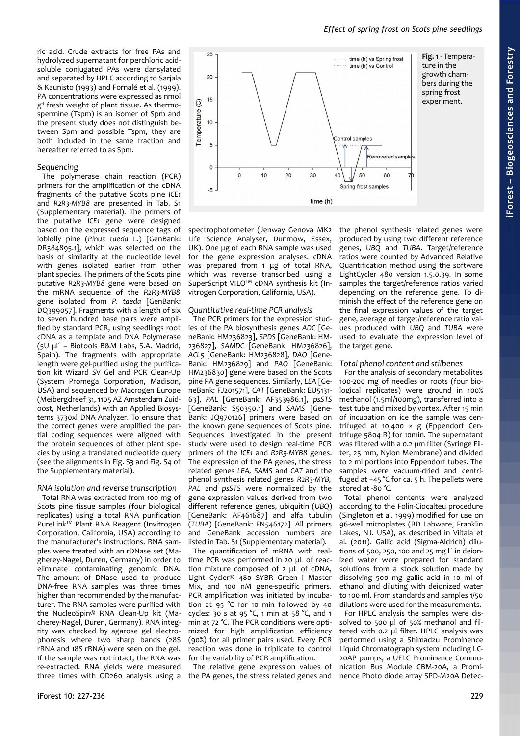ric acid. Crude extracts for free PAs and hydrolyzed supernatant for perchloric acid-soluble conjugated PAs were dansylated and separated by HPLC according to Sarjala & Kaunisto (1993) and Fornalé et al. (1999). PA concentrations were expressed as nmol $g^{-1}$ fresh weight of plant tissue. As thermospermine (Tspm) is an isomer of Spm and the present study does not distinguish between Spm and possible Tspm, they are both included in the same fraction and hereafter referred to as Spm.

### *Sequencing*

The polymerase chain reaction (PCR) primers for the amplification of the cDNA fragments of the putative Scots pine *ICE1* and *R2R3-MYB8* are presented in Tab. S1 (Supplementary material). The primers of the putative *ICE1* gene were designed based on the expressed sequence tags of loblolly pine (*Pinus taeda* L.) [GenBank: DR384895.1], which was selected on the basis of similarity at the nucleotide level with genes isolated earlier from other plant species. The primers of the Scots pine putative *R2R3-MYB8* gene were based on the mRNA sequence of the *R2R3-MYB8* gene isolated from *P. taeda* [GenBank: DQ399057]. Fragments with a length of six to seven hundred base pairs were amplified by standard PCR, using seedlings root cDNA as a template and DNA Polymerase (5U $\mu l^{-1}$ – Biotools B&M Labs, S.A. Madrid, Spain). The fragments with appropriate length were gel-purified using the purification kit Wizard SV Gel and PCR Clean-Up (System Promega Corporation, Madison, USA) and sequenced by Macrogen Europe (Meibergdreef 31, 1105 AZ Amsterdam Zuidoost, Netherlands) with an Applied Biosystems 3730xl DNA Analyzer. To ensure that the correct genes were amplified the partial coding sequences were aligned with the protein sequences of other plant species by using a translated nucleotide query (see the alignments in Fig. S3 and Fig. S4 of the Supplementary material).

### *RNA isolation and reverse transcription*

Total RNA was extracted from 100 mg of Scots pine tissue samples (four biological replicates) using a total RNA purification PureLink™ Plant RNA Reagent (Invitrogen Corporation, California, USA) according to the manufacturer's instructions. RNA samples were treated with an rDNase set (Macherey-Nagel, Duren, Germany) in order to eliminate contaminating genomic DNA. The amount of DNase used to produce DNA-free RNA samples was three times higher than recommended by the manufacturer. The RNA samples were purified with the NucleoSpin® RNA Clean-Up kit (Macherey-Nagel, Duren, Germany). RNA integrity was checked by agarose gel electrophoresis where two sharp bands (28S rRNA and 18S rRNA) were seen on the gel. If the sample was not intact, the RNA was re-extracted. RNA yields were measured three times with OD260 analysis using a spectrophotometer (Jenway Genova MK2 Life Science Analyser, Dunmow, Essex, UK). One µg of each RNA sample was used for the gene expression analyses. cDNA was prepared from 1 µg of total RNA, which was reverse transcribed using a SuperScript VILO™ cDNA synthesis kit (Invitrogen Corporation, California, USA).

### *Quantitative real-time PCR analysis*

The PCR primers for the expression studies of the PA biosynthesis genes *ADC* [GeneBank: HM236823], *SPDS* [GeneBank: HM236827], *SAMDC* [GeneBank: HM236826], *ACL5* [GeneBank: HM236828], *DAO* [GeneBank: HM236829] and *PAO* [GeneBank: HM236830] gene were based on the Scots pine PA gene sequences. Similarly, *LEA* [GeneBank: FJ201571], *CAT* [GeneBank: EU5131-63], *PAL* [GeneBank: AF353986.1], *psSTS* [GeneBank: S50350.1] and *SAMS* [GeneBank: JQ970126] primers were based on the known gene sequences of Scots pine. Sequences investigated in the present study were used to design real-time PCR primers of the *ICE1* and *R2R3-MYB8* genes. The expression of the PA genes, the stress related genes *LEA, SAMS* and *CAT* and the phenol synthesis related genes *R2R3-MYB, PAL* and *psSTS* were normalized by the gene expression values derived from two different reference genes, ubiquitin (*UBQ*) [GeneBank: AF461687] and alfa tubulin (*TUBA*) [GeneBank: FN546172]. All primers and GeneBank accession numbers are listed in Tab. S1 (Supplementary material).

The quantification of mRNA with real-time PCR was performed in 20 µL of reaction mixture composed of 2 µL of cDNA, Light Cycler® 480 SYBR Green I Master Mix, and 100 nM gene-specific primers. PCR amplification was initiated by incubation at 95 °C for 10 min followed by 40 cycles: 30 s at 95 °C, 1 min at 58 °C, and 1 min at 72 °C. The PCR conditions were optimized for high amplification efficiency (90%) for all primer pairs used. Every PCR reaction was done in triplicate to control for the variability of PCR amplification.

The relative gene expression values of the PA genes, the stress related genes and the phenol synthesis related genes were produced by using two different reference genes, *UBQ* and *TUBA*. Target/reference ratios were counted by Advanced Relative Quantification method using the software LightCycler 480 version 1.5.0.39. In some samples the target/reference ratios varied depending on the reference gene. To diminish the effect of the reference gene on the final expression values of the target gene, average of target/reference ratio values produced with *UBQ* and *TUBA* were used to evaluate the expression level of the target gene.

**Fig. 1** - Temperature in the growth chambers during the spring frost experiment.

### *Total phenol content and stilbenes*

For the analysis of secondary metabolites 100-200 mg of needles or roots (four biological replicates) were ground in 100% methanol (1.5ml/100mg), transferred into a test tube and mixed by vortex. After 15 min of incubation on ice the sample was centrifuged at 10,400 × g (Eppendorf Centrifuge 5804 R) for 10min. The supernatant was filtered with a 0.2 µm filter (Syringe Filter, 25 mm, Nylon Membrane) and divided to 2 ml portions into Eppendorf tubes. The samples were vacuum-dried and centrifuged at +45 °C for ca. 5 h. The pellets were stored at -80 °C.

Total phenol contents were analyzed according to the Folin-Ciocalteu procedure (Singleton et al. 1999) modified for use on 96-well microplates (BD Labware, Franklin Lakes, NJ. USA), as described in Viitala et al. (2011). Gallic acid (Sigma-Aldrich) dilutions of 500, 250, 100 and 25 mg $l^{-1}$ in deionized water were prepared for standard solutions from a stock solution made by dissolving 500 mg gallic acid in 10 ml of ethanol and diluting with deionized water to 100 ml. From standards and samples 1/50 dilutions were used for the measurements.

For HPLC analysis the samples were dissolved to 500 µl of 50% methanol and filtered with 0.2 µl filter. HPLC analysis was performed using a Shimadzu Prominence Liquid Chromatograph system including LC-20AP pumps, a UFLC Prominence Communication Bus Module CBM-20A, a Prominence Photo diode array SPD-M20A Detec-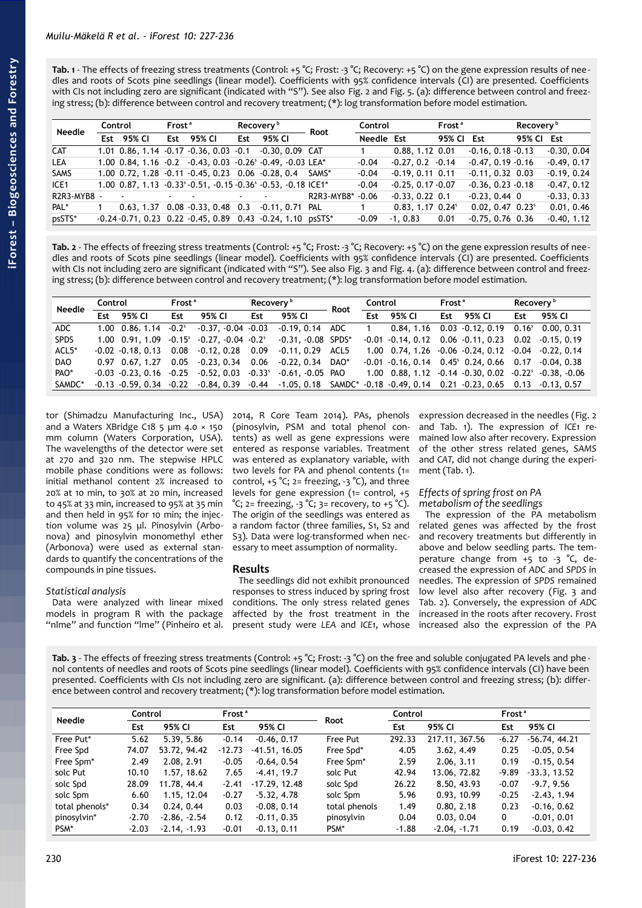**Tab. 1** - The effects of freezing stress treatments (Control: +5 °C; Frost: -3 °C; Recovery: +5 °C) on the gene expression results of needles and roots of Scots pine seedlings (linear model). Coefficients with 95% confidence intervals (CI) are presented. Coefficients with CIs not including zero are significant (indicated with "S"). See also Fig. 2 and Fig. 5. (a): difference between control and freezing stress; (b): difference between control and recovery treatment; (*): log transformation before model estimation.

| Needle | Control | | Frost [a] | | Recovery [b] | | Root | Control | | Frost [a] | | Recovery [b] | |
|---|---|---|---|---|---|---|---|---|---|---|---|---|---|
| | Est | 95% CI | Est | 95% CI | Est | 95% CI | | Est | 95% CI | Est | 95% CI | Est | 95% CI |
| CAT | 1.01 | 0.86, 1.14 | -0.17 | -0.36, 0.03 | -0.1 | -0.30, 0.09 | CAT | 1 | 0.88, 1.12 | 0.01 | -0.16, 0.18 | -0.13 | -0.30, 0.04 |
| LEA | 1.00 | 0.84, 1.16 | -0.2 | -0.43, 0.03 | -0.26[s] | -0.49, -0.03 | LEA* | -0.04 | -0.27, 0.2 | -0.14 | -0.47, 0.19 | -0.16 | -0.49, 0.17 |
| SAMS | 1.00 | 0.72, 1.28 | -0.11 | -0.45, 0.23 | 0.06 | -0.28, 0.4 | SAMS* | -0.04 | -0.19, 0.11 | 0.11 | -0.11, 0.32 | 0.03 | -0.19, 0.24 |
| ICE1 | 1.00 | 0.87, 1.13 | -0.33[s] | -0.51, -0.15 | -0.36[s] | -0.53, -0.18 | ICE1* | -0.04 | -0.25, 0.17 | -0.07 | -0.36, 0.23 | -0.18 | -0.47, 0.12 |
| R2R3-MYB8 | - | - | - | - | - | - | R2R3-MYB8* | -0.06 | -0.33, 0.22 | 0.1 | -0.23, 0.44 | 0 | -0.33, 0.33 |
| PAL* | 1 | 0.63, 1.37 | 0.08 | -0.33, 0.48 | 0.3 | -0.11, 0.71 | PAL | 1 | 0.83, 1.17 | 0.24[s] | 0.02, 0.47 | 0.23[s] | 0.01, 0.46 |
| psSTS* | -0.24 | -0.71, 0.23 | 0.22 | -0.45, 0.89 | 0.43 | -0.24, 1.10 | psSTS* | -0.09 | -1, 0.83 | 0.01 | -0.75, 0.76 | 0.36 | -0.40, 1.12 |

**Tab. 2** - The effects of freezing stress treatments (Control: +5 °C; Frost: -3 °C; Recovery: +5 °C) on the gene expression results of needles and roots of Scots pine seedlings (linear model). Coefficients with 95% confidence intervals (CI) are presented. Coefficients with CIs not including zero are significant (indicated with "S"). See also Fig. 3 and Fig. 4. (a): difference between control and freezing stress; (b): difference between control and recovery treatment; (*): log transformation before model estimation.

| Needle | Control | | Frost [a] | | Recovery [b] | | Root | Control | | Frost [a] | | Recovery [b] | |
|---|---|---|---|---|---|---|---|---|---|---|---|---|---|
| | Est | 95% CI | Est | 95% CI | Est | 95% CI | | Est | 95% CI | Est | 95% CI | Est | 95% CI |
| ADC | 1.00 | 0.86, 1.14 | -0.2[s] | -0.37, -0.04 | -0.03 | -0.19, 0.14 | ADC | 1 | 0.84, 1.16 | 0.03 | -0.12, 0.19 | 0.16[s] | 0.00, 0.31 |
| SPDS | 1.00 | 0.91, 1.09 | -0.15[s] | -0.27, -0.04 | -0.2[s] | -0.31, -0.08 | SPDS* | -0.01 | -0.14, 0.12 | 0.06 | -0.11, 0.23 | 0.02 | -0.15, 0.19 |
| ACL5* | -0.02 | -0.18, 0.13 | 0.08 | -0.12, 0.28 | 0.09 | -0.11, 0.29 | ACL5 | 1.00 | 0.74, 1.26 | -0.06 | -0.24, 0.12 | -0.04 | -0.22, 0.14 |
| DAO | 0.97 | 0.67, 1.27 | 0.05 | -0.23, 0.34 | 0.06 | -0.22, 0.34 | DAO* | -0.01 | -0.16, 0.14 | 0.45[s] | 0.24, 0.66 | 0.17 | -0.04, 0.38 |
| PAO* | -0.03 | -0.23, 0.16 | -0.25 | -0.52, 0.03 | -0.33[s] | -0.61, -0.05 | PAO | 1.00 | 0.88, 1.12 | -0.14 | -0.30, 0.02 | -0.22[s] | -0.38, -0.06 |
| SAMDC* | -0.13 | -0.59, 0.34 | -0.22 | -0.84, 0.39 | -0.44 | -1.05, 0.18 | SAMDC* | -0.18 | -0.49, 0.14 | 0.21 | -0.23, 0.65 | 0.13 | -0.13, 0.57 |

tor (Shimadzu Manufacturing Inc., USA) and a Waters XBridge C18 5 µm 4.0 × 150 mm column (Waters Corporation, USA). The wavelengths of the detector were set at 270 and 320 nm. The stepwise HPLC mobile phase conditions were as follows: initial methanol content 2% increased to 20% at 10 min, to 30% at 20 min, increased to 45% at 33 min, increased to 95% at 35 min and then held in 95% for 10 min; the injection volume was 25 µl. Pinosylvin (Arbonova) and pinosylvin monomethyl ether (Arbonova) were used as external standards to quantify the concentrations of the compounds in pine tissues.

### Statistical analysis

Data were analyzed with linear mixed models in program R with the package "nlme" and function "lme" (Pinheiro et al. 2014, R Core Team 2014). PAs, phenols (pinosylvin, PSM and total phenol contents) as well as gene expressions were entered as response variables. Treatment was entered as explanatory variable, with two levels for PA and phenol contents (1= control, +5 °C; 2= freezing, -3 °C), and three levels for gene expression (1= control, +5 °C; 2= freezing, -3 °C; 3= recovery, to +5 °C). The origin of the seedlings was entered as a random factor (three families, S1, S2 and S3). Data were log-transformed when necessary to meet assumption of normality.

## Results

The seedlings did not exhibit pronounced responses to stress induced by spring frost conditions. The only stress related genes affected by the frost treatment in the present study were *LEA* and *ICE1*, whose expression decreased in the needles (Fig. 2 and Tab. 1). The expression of *ICE1* remained low also after recovery. Expression of the other stress related genes, *SAMS* and *CAT*, did not change during the experiment (Tab. 1).

### Effects of spring frost on PA metabolism of the seedlings

The expression of the PA metabolism related genes was affected by the frost and recovery treatments but differently in above and below seedling parts. The temperature change from +5 to -3 °C, decreased the expression of *ADC* and *SPDS* in needles. The expression of *SPDS* remained low level also after recovery (Fig. 3 and Tab. 2). Conversely, the expression of *ADC* increased in the roots after recovery. Frost increased also the expression of the PA

**Tab. 3** - The effects of freezing stress treatments (Control: +5 °C; Frost: -3 °C) on the free and soluble conjugated PA levels and phenol contents of needles and roots of Scots pine seedlings (linear model). Coefficients with 95% confidence intervals (CI) have been presented. Coefficients with CIs not including zero are significant. (a): difference between control and freezing stress; (b): difference between control and recovery treatment; (*): log transformation before model estimation.

| Needle | Control | | Frost [a] | | Root | Control | | Frost [a] | |
|---|---|---|---|---|---|---|---|---|---|
| | Est | 95% CI | Est | 95% CI | | Est | 95% CI | Est | 95% CI |
| Free Put* | 5.62 | 5.39, 5.86 | -0.14 | -0.46, 0.17 | Free Put | 292.33 | 217.11, 367.56 | -6.27 | -56.74, 44.21 |
| Free Spd | 74.07 | 53.72, 94.42 | -12.73 | -41.51, 16.05 | Free Spd* | 4.05 | 3.62, 4.49 | 0.25 | -0.05, 0.54 |
| Free Spm* | 2.49 | 2.08, 2.91 | -0.05 | -0.64, 0.54 | Free Spm* | 2.59 | 2.06, 3.11 | 0.19 | -0.15, 0.54 |
| solc Put | 10.10 | 1.57, 18.62 | 7.65 | -4.41, 19.7 | solc Put | 42.94 | 13.06, 72.82 | -9.89 | -33.3, 13.52 |
| solc Spd | 28.09 | 11.78, 44.4 | -2.41 | -17.29, 12.48 | solc Spd | 26.22 | 8.50, 43.93 | -0.07 | -9.7, 9.56 |
| solc Spm | 6.60 | 1.15, 12.04 | -0.27 | -5.32, 4.78 | solc Spm | 5.96 | 0.93, 10.99 | -0.25 | -2.43, 1.94 |
| total phenols* | 0.34 | 0.24, 0.44 | 0.03 | -0.08, 0.14 | total phenols | 1.49 | 0.80, 2.18 | 0.23 | -0.16, 0.62 |
| pinosylvin* | -2.70 | -2.86, -2.54 | 0.12 | -0.11, 0.35 | pinosylvin | 0.04 | 0.03, 0.04 | 0 | -0.01, 0.01 |
| PSM* | -2.03 | -2.14, -1.93 | -0.01 | -0.13, 0.11 | PSM* | -1.88 | -2.04, -1.71 | 0.19 | -0.03, 0.42 |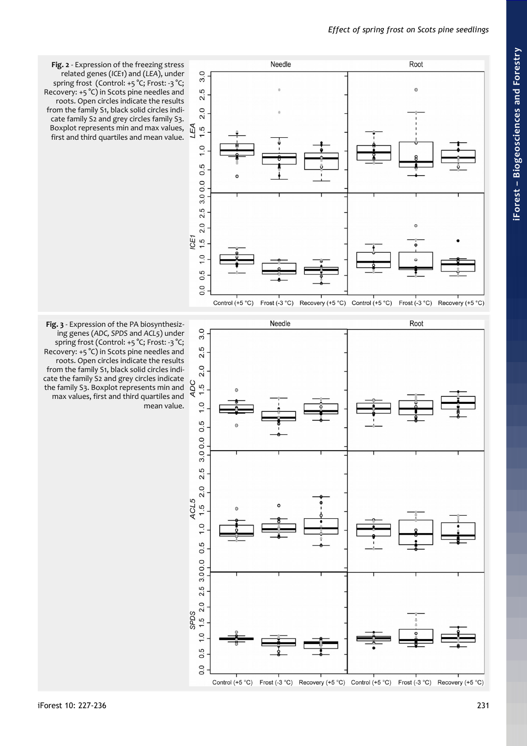**Fig. 2** - Expression of the freezing stress related genes (*ICE1*) and (*LEA*), under spring frost (Control: +5 °C; Frost: -3 °C; Recovery: +5 °C) in Scots pine needles and roots. Open circles indicate the results from the family S1, black solid circles indicate family S2 and grey circles family S3. Boxplot represents min and max values, first and third quartiles and mean value.

**Fig. 3** - Expression of the PA biosynthesizing genes (*ADC, SPDS* and *ACL5*) under spring frost (Control: +5 °C; Frost: -3 °C; Recovery: +5 °C) in Scots pine needles and roots. Open circles indicate the results from the family S1, black solid circles indicate the family S2 and grey circles indicate the family S3. Boxplot represents min and max values, first and third quartiles and mean value.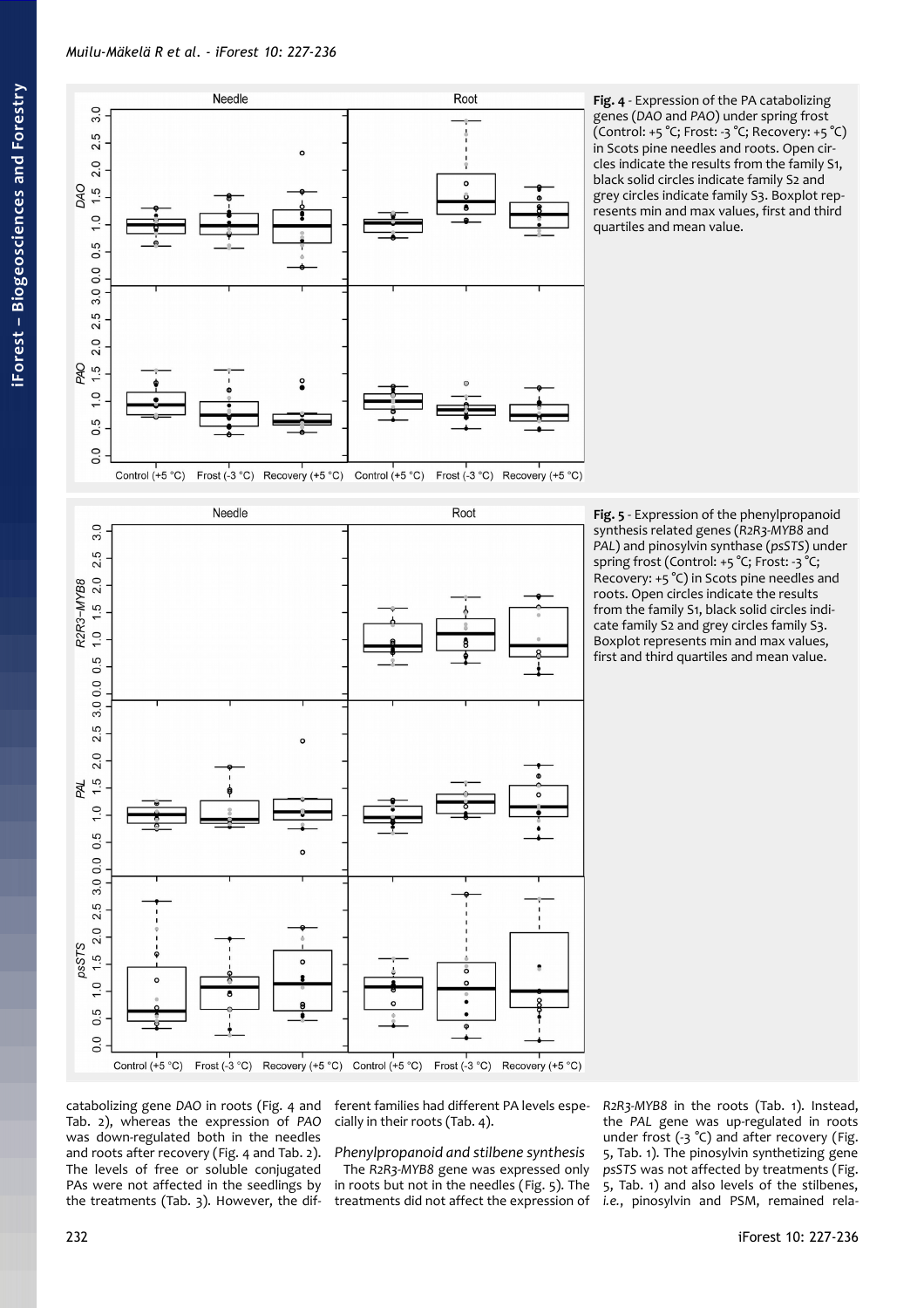**Fig. 4** - Expression of the PA catabolizing genes (*DAO* and *PAO*) under spring frost (Control: +5 °C; Frost: -3 °C; Recovery: +5 °C) in Scots pine needles and roots. Open circles indicate the results from the family S1, black solid circles indicate family S2 and grey circles indicate family S3. Boxplot represents min and max values, first and third quartiles and mean value.

**Fig. 5** - Expression of the phenylpropanoid synthesis related genes (*R2R3-MYB8* and *PAL*) and pinosylvin synthase (*psSTS*) under spring frost (Control: +5 °C; Frost: -3 °C; Recovery: +5 °C) in Scots pine needles and roots. Open circles indicate the results from the family S1, black solid circles indicate family S2 and grey circles family S3. Boxplot represents min and max values, first and third quartiles and mean value.

catabolizing gene *DAO* in roots (Fig. 4 and Tab. 2), whereas the expression of *PAO* was down-regulated both in the needles and roots after recovery (Fig. 4 and Tab. 2). The levels of free or soluble conjugated PAs were not affected in the seedlings by the treatments (Tab. 3). However, the different families had different PA levels especially in their roots (Tab. 4).

### Phenylpropanoid and stilbene synthesis

The *R2R3-MYB8* gene was expressed only in roots but not in the needles (Fig. 5). The treatments did not affect the expression of *R2R3-MYB8* in the roots (Tab. 1). Instead, the *PAL* gene was up-regulated in roots under frost (-3 °C) and after recovery (Fig. 5, Tab. 1). The pinosylvin synthetizing gene *psSTS* was not affected by treatments (Fig. 5, Tab. 1) and also levels of the stilbenes, *i.e.*, pinosylvin and PSM, remained rela-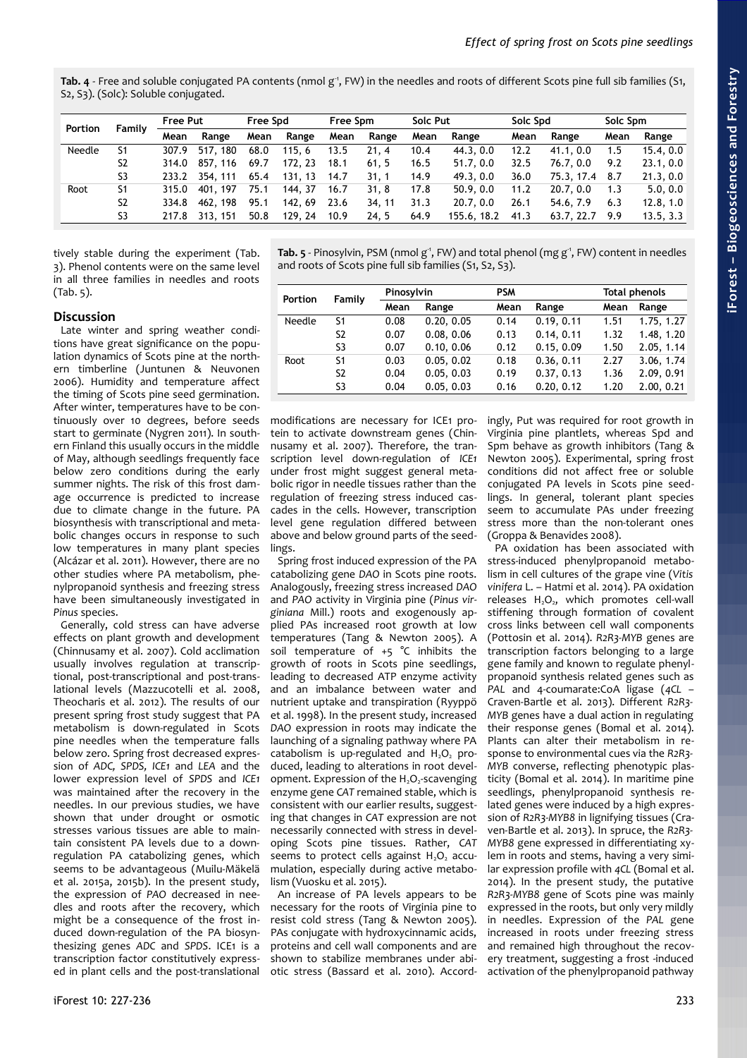**Tab. 4** - Free and soluble conjugated PA contents (nmol $g^{-1}$, FW) in the needles and roots of different Scots pine full sib families (S1, S2, S3). (Solc): Soluble conjugated.

| Portion | Family | Free Put | | Free Spd | | Free Spm | | Solc Put | | Solc Spd | | Solc Spm | |
|---|---|---|---|---|---|---|---|---|---|---|---|---|---|
| | | Mean | Range | Mean | Range | Mean | Range | Mean | Range | Mean | Range | Mean | Range |
| Needle | S1 | 307.9 | 517, 180 | 68.0 | 115, 6 | 13.5 | 21, 4 | 10.4 | 44.3, 0.0 | 12.2 | 41.1, 0.0 | 1.5 | 15.4, 0.0 |
| | S2 | 314.0 | 857, 116 | 69.7 | 172, 23 | 18.1 | 61, 5 | 16.5 | 51.7, 0.0 | 32.5 | 76.7, 0.0 | 9.2 | 23.1, 0.0 |
| | S3 | 233.2 | 354, 111 | 65.4 | 131, 13 | 14.7 | 31, 1 | 14.9 | 49.3, 0.0 | 36.0 | 75.3, 17.4 | 8.7 | 21.3, 0.0 |
| Root | S1 | 315.0 | 401, 197 | 75.1 | 144, 37 | 16.7 | 31, 8 | 17.8 | 50.9, 0.0 | 11.2 | 20.7, 0.0 | 1.3 | 5.0, 0.0 |
| | S2 | 334.8 | 462, 198 | 95.1 | 142, 69 | 23.6 | 34, 11 | 31.3 | 20.7, 0.0 | 26.1 | 54.6, 7.9 | 6.3 | 12.8, 1.0 |
| | S3 | 217.8 | 313, 151 | 50.8 | 129, 24 | 10.9 | 24, 5 | 64.9 | 155.6, 18.2 | 41.3 | 63.7, 22.7 | 9.9 | 13.5, 3.3 |

tively stable during the experiment (Tab. 3). Phenol contents were on the same level in all three families in needles and roots (Tab. 5).

**Tab. 5** - Pinosylvin, PSM (nmol $g^{-1}$, FW) and total phenol (mg $g^{-1}$, FW) content in needles and roots of Scots pine full sib families (S1, S2, S3).

| Portion | Family | Pinosylvin | | PSM | | Total phenols | |
|---|---|---|---|---|---|---|---|
| | | Mean | Range | Mean | Range | Mean | Range |
| Needle | S1 | 0.08 | 0.20, 0.05 | 0.14 | 0.19, 0.11 | 1.51 | 1.75, 1.27 |
| | S2 | 0.07 | 0.08, 0.06 | 0.13 | 0.14, 0.11 | 1.32 | 1.48, 1.20 |
| | S3 | 0.07 | 0.10, 0.06 | 0.12 | 0.15, 0.09 | 1.50 | 2.05, 1.14 |
| Root | S1 | 0.03 | 0.05, 0.02 | 0.18 | 0.36, 0.11 | 2.27 | 3.06, 1.74 |
| | S2 | 0.04 | 0.05, 0.03 | 0.19 | 0.37, 0.13 | 1.36 | 2.09, 0.91 |
| | S3 | 0.04 | 0.05, 0.03 | 0.16 | 0.20, 0.12 | 1.20 | 2.00, 0.21 |

## Discussion

Late winter and spring weather conditions have great significance on the population dynamics of Scots pine at the northern timberline (Juntunen & Neuvonen 2006). Humidity and temperature affect the timing of Scots pine seed germination. After winter, temperatures have to be continuously over 10 degrees, before seeds start to germinate (Nygren 2011). In southern Finland this usually occurs in the middle of May, although seedlings frequently face below zero conditions during the early summer nights. The risk of this frost damage occurrence is predicted to increase due to climate change in the future. PA biosynthesis with transcriptional and metabolic changes occurs in response to such low temperatures in many plant species (Alcázar et al. 2011). However, there are no other studies where PA metabolism, phenylpropanoid synthesis and freezing stress have been simultaneously investigated in *Pinus* species.

Generally, cold stress can have adverse effects on plant growth and development (Chinnusamy et al. 2007). Cold acclimation usually involves regulation at transcriptional, post-transcriptional and post-translational levels (Mazzucotelli et al. 2008, Theocharis et al. 2012). The results of our present spring frost study suggest that PA metabolism is down-regulated in Scots pine needles when the temperature falls below zero. Spring frost decreased expression of *ADC, SPDS, ICE1* and *LEA* and the lower expression level of *SPDS* and *ICE1* was maintained after the recovery in the needles. In our previous studies, we have shown that under drought or osmotic stresses various tissues are able to maintain consistent PA levels due to a down-regulation PA catabolizing genes, which seems to be advantageous (Muilu-Mäkelä et al. 2015a, 2015b). In the present study, the expression of *PAO* decreased in needles and roots after the recovery, which might be a consequence of the frost induced down-regulation of the PA biosynthesizing genes *ADC* and *SPDS*. ICE1 is a transcription factor constitutively expressed in plant cells and the post-translational modifications are necessary for ICE1 protein to activate downstream genes (Chinnusamy et al. 2007). Therefore, the transcription level down-regulation of *ICE1* under frost might suggest general metabolic rigor in needle tissues rather than the regulation of freezing stress induced cascades in the cells. However, transcription level gene regulation differed between above and below ground parts of the seedlings.

Spring frost induced expression of the PA catabolizing gene *DAO* in Scots pine roots. Analogously, freezing stress increased *DAO* and *PAO* activity in Virginia pine (*Pinus virginiana* Mill.) roots and exogenously applied PAs increased root growth at low temperatures (Tang & Newton 2005). A soil temperature of +5 °C inhibits the growth of roots in Scots pine seedlings, leading to decreased ATP enzyme activity and an imbalance between water and nutrient uptake and transpiration (Ryyppö et al. 1998). In the present study, increased *DAO* expression in roots may indicate the launching of a signaling pathway where PA catabolism is up-regulated and $H_2O_2$ produced, leading to alterations in root development. Expression of the $H_2O_2$-scavenging enzyme gene *CAT* remained stable, which is consistent with our earlier results, suggesting that changes in *CAT* expression are not necessarily connected with stress in developing Scots pine tissues. Rather, *CAT* seems to protect cells against $H_2O_2$ accumulation, especially during active metabolism (Vuosku et al. 2015).

An increase of PA levels appears to be necessary for the roots of Virginia pine to resist cold stress (Tang & Newton 2005). PAs conjugate with hydroxycinnamic acids, proteins and cell wall components and are shown to stabilize membranes under abiotic stress (Bassard et al. 2010). Accordingly, Put was required for root growth in Virginia pine plantlets, whereas Spd and Spm behave as growth inhibitors (Tang & Newton 2005). Experimental, spring frost conditions did not affect free or soluble conjugated PA levels in Scots pine seedlings. In general, tolerant plant species seem to accumulate PAs under freezing stress more than the non-tolerant ones (Groppa & Benavides 2008).

PA oxidation has been associated with stress-induced phenylpropanoid metabolism in cell cultures of the grape vine (*Vitis vinifera* L. – Hatmi et al. 2014). PA oxidation releases $H_2O_2$, which promotes cell-wall stiffening through formation of covalent cross links between cell wall components (Pottosin et al. 2014). *R2R3-MYB* genes are transcription factors belonging to a large gene family and known to regulate phenylpropanoid synthesis related genes such as *PAL* and 4-coumarate:CoA ligase (*4CL* – Craven-Bartle et al. 2013). Different *R2R3-MYB* genes have a dual action in regulating their response genes (Bomal et al. 2014). Plants can alter their metabolism in response to environmental cues via the *R2R3-MYB* converse, reflecting phenotypic plasticity (Bomal et al. 2014). In maritime pine seedlings, phenylpropanoid synthesis related genes were induced by a high expression of *R2R3-MYB8* in lignifying tissues (Craven-Bartle et al. 2013). In spruce, the *R2R3-MYB8* gene expressed in differentiating xylem in roots and stems, having a very similar expression profile with *4CL* (Bomal et al. 2014). In the present study, the putative *R2R3-MYB8* gene of Scots pine was mainly expressed in the roots, but only very mildly in needles. Expression of the *PAL* gene increased in roots under freezing stress and remained high throughout the recovery treatment, suggesting a frost -induced activation of the phenylpropanoid pathway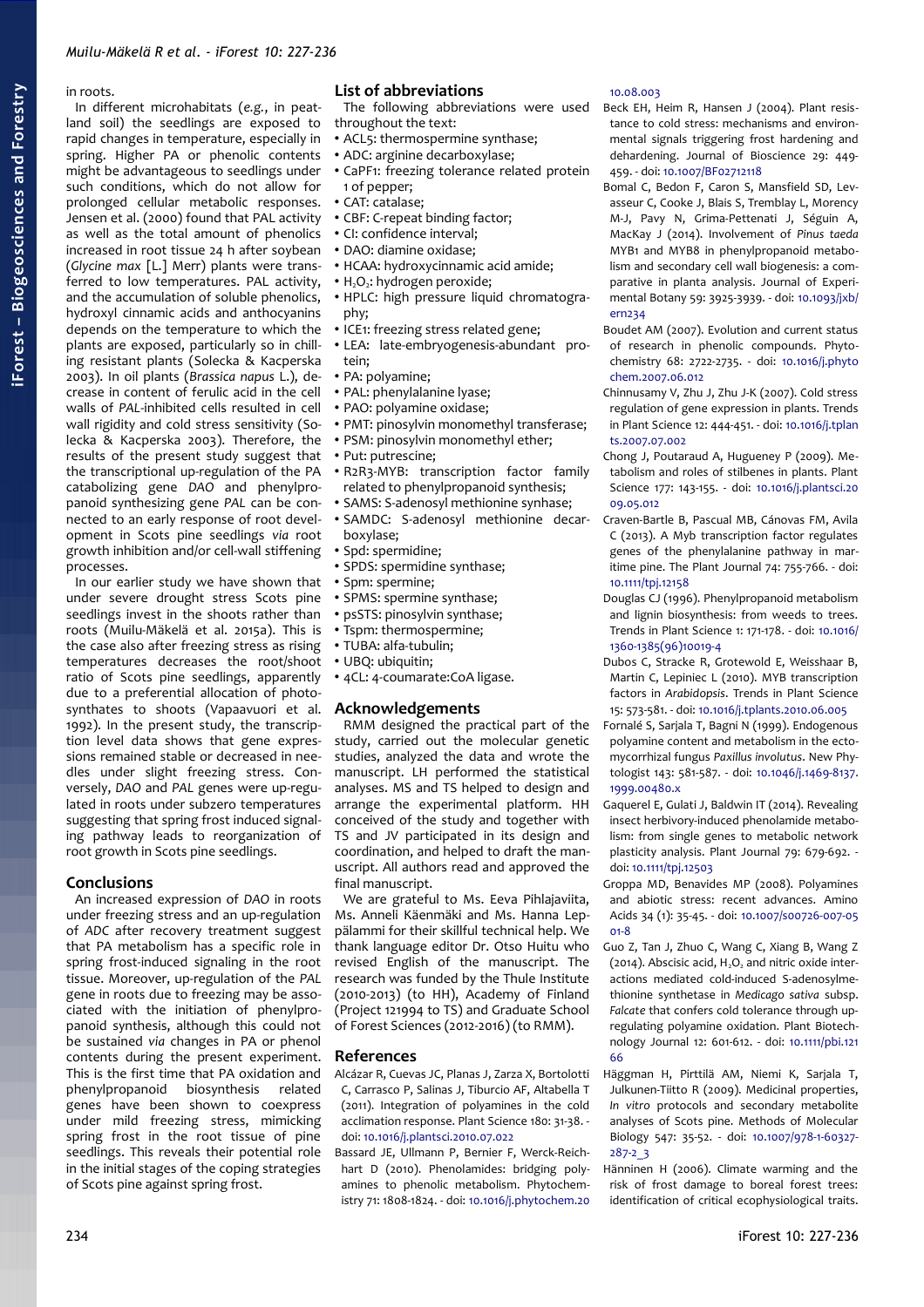in roots.

In different microhabitats (*e.g.*, in peatland soil) the seedlings are exposed to rapid changes in temperature, especially in spring. Higher PA or phenolic contents might be advantageous to seedlings under such conditions, which do not allow for prolonged cellular metabolic responses. Jensen et al. (2000) found that PAL activity as well as the total amount of phenolics increased in root tissue 24 h after soybean (*Glycine max* [L.] Merr) plants were transferred to low temperatures. PAL activity, and the accumulation of soluble phenolics, hydroxyl cinnamic acids and anthocyanins depends on the temperature to which the plants are exposed, particularly so in chilling resistant plants (Solecka & Kacperska 2003). In oil plants (*Brassica napus* L.), decrease in content of ferulic acid in the cell walls of *PAL*-inhibited cells resulted in cell wall rigidity and cold stress sensitivity (Solecka & Kacperska 2003). Therefore, the results of the present study suggest that the transcriptional up-regulation of the PA catabolizing gene *DAO* and phenylpropanoid synthesizing gene *PAL* can be connected to an early response of root development in Scots pine seedlings *via* root growth inhibition and/or cell-wall stiffening processes.

In our earlier study we have shown that under severe drought stress Scots pine seedlings invest in the shoots rather than roots (Muilu-Mäkelä et al. 2015a). This is the case also after freezing stress as rising temperatures decreases the root/shoot ratio of Scots pine seedlings, apparently due to a preferential allocation of photosynthates to shoots (Vapaavuori et al. 1992). In the present study, the transcription level data shows that gene expressions remained stable or decreased in needles under slight freezing stress. Conversely, *DAO* and *PAL* genes were up-regulated in roots under subzero temperatures suggesting that spring frost induced signaling pathway leads to reorganization of root growth in Scots pine seedlings.

## Conclusions

An increased expression of *DAO* in roots under freezing stress and an up-regulation of *ADC* after recovery treatment suggest that PA metabolism has a specific role in spring frost-induced signaling in the root tissue. Moreover, up-regulation of the *PAL* gene in roots due to freezing may be associated with the initiation of phenylpropanoid synthesis, although this could not be sustained *via* changes in PA or phenol contents during the present experiment. This is the first time that PA oxidation and phenylpropanoid biosynthesis related genes have been shown to coexpress under mild freezing stress, mimicking spring frost in the root tissue of pine seedlings. This reveals their potential role in the initial stages of the coping strategies of Scots pine against spring frost.

## List of abbreviations

The following abbreviations were used throughout the text:

- ACL5: thermospermine synthase;
- ADC: arginine decarboxylase;
- CaPF1: freezing tolerance related protein 1 of pepper;
- CAT: catalase;
- CBF: C-repeat binding factor;
- CI: confidence interval;
- DAO: diamine oxidase;
- HCAA: hydroxycinnamic acid amide;
- $H_2O_2$: hydrogen peroxide;
- HPLC: high pressure liquid chromatography;
- ICE1: freezing stress related gene;
- LEA: late-embryogenesis-abundant protein;
- PA: polyamine;
- PAL: phenylalanine lyase;
- PAO: polyamine oxidase;
- PMT: pinosylvin monomethyl transferase;
- PSM: pinosylvin monomethyl ether;
- Put: putrescine;
- R2R3-MYB: transcription factor family related to phenylpropanoid synthesis;
- SAMS: S-adenosyl methionine synhase;
- SAMDC: S-adenosyl methionine decarboxylase;
- Spd: spermidine;
- SPDS: spermidine synthase;
- Spm: spermine;
- SPMS: spermine synthase;
- psSTS: pinosylvin synthase;
- Tspm: thermospermine;
- TUBA: alfa-tubulin;
- UBQ: ubiquitin;
- 4CL: 4-coumarate:CoA ligase.

## Acknowledgements

RMM designed the practical part of the study, carried out the molecular genetic studies, analyzed the data and wrote the manuscript. LH performed the statistical analyses. MS and TS helped to design and arrange the experimental platform. HH conceived of the study and together with TS and JV participated in its design and coordination, and helped to draft the manuscript. All authors read and approved the final manuscript.

We are grateful to Ms. Eeva Pihlajaviita, Ms. Anneli Käenmäki and Ms. Hanna Leppälammi for their skillful technical help. We thank language editor Dr. Otso Huitu who revised English of the manuscript. The research was funded by the Thule Institute (2010-2013) (to HH), Academy of Finland (Project 121994 to TS) and Graduate School of Forest Sciences (2012-2016) (to RMM).

## References

Alcázar R, Cuevas JC, Planas J, Zarza X, Bortolotti C, Carrasco P, Salinas J, Tiburcio AF, Altabella T (2011). Integration of polyamines in the cold acclimation response. Plant Science 180: 31-38. - doi: 10.1016/j.plantsci.2010.07.022

Bassard JE, Ullmann P, Bernier F, Werck-Reichhart D (2010). Phenolamides: bridging polyamines to phenolic metabolism. Phytochemistry 71: 1808-1824. - doi: 10.1016/j.phytochem.2010.08.003

Beck EH, Heim R, Hansen J (2004). Plant resistance to cold stress: mechanisms and environmental signals triggering frost hardening and dehardening. Journal of Bioscience 29: 449-459. - doi: 10.1007/BF02712118

Bomal C, Bedon F, Caron S, Mansfield SD, Levasseur C, Cooke J, Blais S, Tremblay L, Morency M-J, Pavy N, Grima-Pettenati J, Séguin A, MacKay J (2014). Involvement of *Pinus taeda* MYB1 and MYB8 in phenylpropanoid metabolism and secondary cell wall biogenesis: a comparative in planta analysis. Journal of Experimental Botany 59: 3925-3939. - doi: 10.1093/jxb/ern234

Boudet AM (2007). Evolution and current status of research in phenolic compounds. Phytochemistry 68: 2722-2735. - doi: 10.1016/j.phytochem.2007.06.012

Chinnusamy V, Zhu J, Zhu J-K (2007). Cold stress regulation of gene expression in plants. Trends in Plant Science 12: 444-451. - doi: 10.1016/j.tplants.2007.07.002

Chong J, Poutaraud A, Hugueney P (2009). Metabolism and roles of stilbenes in plants. Plant Science 177: 143-155. - doi: 10.1016/j.plantsci.2009.05.012

Craven-Bartle B, Pascual MB, Cánovas FM, Avila C (2013). A Myb transcription factor regulates genes of the phenylalanine pathway in maritime pine. The Plant Journal 74: 755-766. - doi: 10.1111/tpj.12158

Douglas CJ (1996). Phenylpropanoid metabolism and lignin biosynthesis: from weeds to trees. Trends in Plant Science 1: 171-178. - doi: 10.1016/1360-1385(96)10019-4

Dubos C, Stracke R, Grotewold E, Weisshaar B, Martin C, Lepiniec L (2010). MYB transcription factors in *Arabidopsis*. Trends in Plant Science 15: 573-581. - doi: 10.1016/j.tplants.2010.06.005

Fornalé S, Sarjala T, Bagni N (1999). Endogenous polyamine content and metabolism in the ectomycorrhizal fungus *Paxillus involutus*. New Phytologist 143: 581-587. - doi: 10.1046/j.1469-8137.1999.00480.x

Gaquerel E, Gulati J, Baldwin IT (2014). Revealing insect herbivory-induced phenolamide metabolism: from single genes to metabolic network plasticity analysis. Plant Journal 79: 679-692. - doi: 10.1111/tpj.12503

Groppa MD, Benavides MP (2008). Polyamines and abiotic stress: recent advances. Amino Acids 34 (1): 35-45. - doi: 10.1007/s00726-007-0501-8

Guo Z, Tan J, Zhuo C, Wang C, Xiang B, Wang Z (2014). Abscisic acid, $H_2O_2$ and nitric oxide interactions mediated cold-induced S-adenosylmethionine synthetase in *Medicago sativa* subsp. *Falcate* that confers cold tolerance through up-regulating polyamine oxidation. Plant Biotechnology Journal 12: 601-612. - doi: 10.1111/pbi.12166

Häggman H, Pirttilä AM, Niemi K, Sarjala T, Julkunen-Tiitto R (2009). Medicinal properties, *In vitro* protocols and secondary metabolite analyses of Scots pine. Methods of Molecular Biology 547: 35-52. - doi: 10.1007/978-1-60327-287-2_3

Hänninen H (2006). Climate warming and the risk of frost damage to boreal forest trees: identification of critical ecophysiological traits.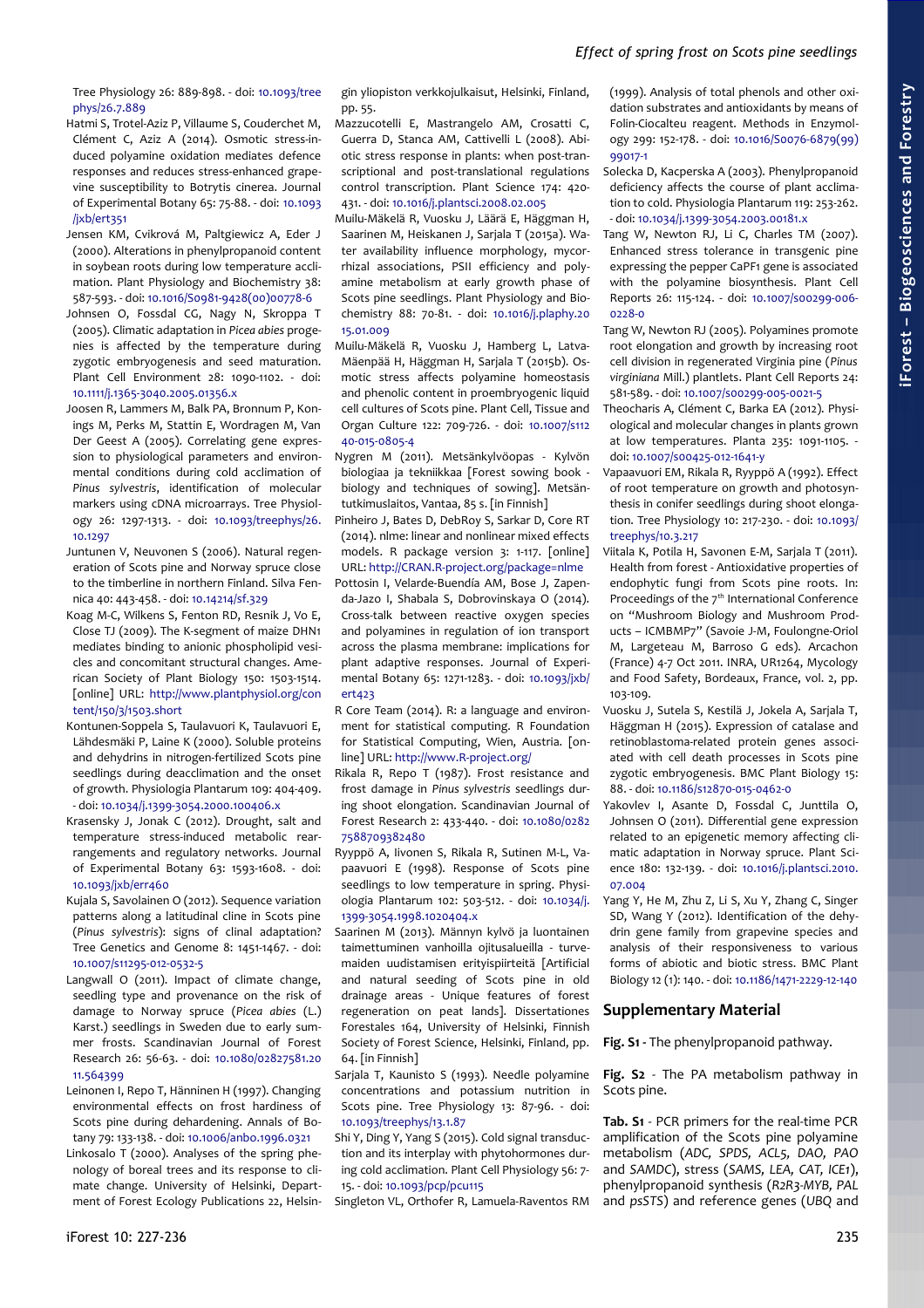Tree Physiology 26: 889-898. - doi: 10.1093/treephys/26.7.889

Hatmi S, Trotel-Aziz P, Villaume S, Couderchet M, Clément C, Aziz A (2014). Osmotic stress-induced polyamine oxidation mediates defence responses and reduces stress-enhanced grapevine susceptibility to Botrytis cinerea. Journal of Experimental Botany 65: 75-88. - doi: 10.1093/jxb/ert351

Jensen KM, Cvikrová M, Paltiegiewicz A, Eder J (2000). Alterations in phenylpropanoid content in soybean roots during low temperature acclimation. Plant Physiology and Biochemistry 38: 587-593. - doi: 10.1016/S0981-9428(00)00778-6

Johnsen O, Fossdal CG, Nagy N, Skroppa T (2005). Climatic adaptation in *Picea abies* progenies is affected by the temperature during zygotic embryogenesis and seed maturation. Plant Cell Environment 28: 1090-1102. - doi: 10.1111/j.1365-3040.2005.01356.x

Joosen R, Lammers M, Balk PA, Bronnum P, Konings M, Perks M, Stattin E, Wordragen M, Van Der Geest A (2005). Correlating gene expression to physiological parameters and environmental conditions during cold acclimation of *Pinus sylvestris*, identification of molecular markers using cDNA microarrays. Tree Physiology 26: 1297-1313. - doi: 10.1093/treephys/26.10.1297

Juntunen V, Neuvonen S (2006). Natural regeneration of Scots pine and Norway spruce close to the timberline in northern Finland. Silva Fennica 40: 443-458. - doi: 10.14214/sf.329

Koag M-C, Wilkens S, Fenton RD, Resnik J, Vo E, Close TJ (2009). The K-segment of maize DHN1 mediates binding to anionic phospholipid vesicles and concomitant structural changes. American Society of Plant Biology 150: 1503-1514. [online] URL: http://www.plantphysiol.org/content/150/3/1503.short

Kontunen-Soppela S, Taulavuori K, Taulavuori E, Lähdesmäki P, Laine K (2000). Soluble proteins and dehydrins in nitrogen-fertilized Scots pine seedlings during deacclimation and the onset of growth. Physiologia Plantarum 109: 404-409. - doi: 10.1034/j.1399-3054.2000.100406.x

Krasensky J, Jonak C (2012). Drought, salt and temperature stress-induced metabolic rearrangements and regulatory networks. Journal of Experimental Botany 63: 1593-1608. - doi: 10.1093/jxb/err460

Kujala S, Savolainen O (2012). Sequence variation patterns along a latitudinal cline in Scots pine (*Pinus sylvestris*): signs of clinal adaptation? Tree Genetics and Genome 8: 1451-1467. - doi: 10.1007/s11295-012-0532-5

Langwall O (2011). Impact of climate change, seedling type and provenance on the risk of damage to Norway spruce (*Picea abies* (L.) Karst.) seedlings in Sweden due to early summer frosts. Scandinavian Journal of Forest Research 26: 56-63. - doi: 10.1080/02827581.2011.564399

Leinonen I, Repo T, Hänninen H (1997). Changing environmental effects on frost hardiness of Scots pine during dehardening. Annals of Botany 79: 133-138. - doi: 10.1006/anbo.1996.0321

Linkosalo T (2000). Analyses of the spring phenology of boreal trees and its response to climate change. University of Helsinki, Department of Forest Ecology Publications 22, Helsingin yliopiston verkkojulkaisut, Helsinki, Finland, pp. 55.

Mazzucotelli E, Mastrangelo AM, Crosatti C, Guerra D, Stanca AM, Cattivelli L (2008). Abiotic stress response in plants: when post-transcriptional and post-translational regulations control transcription. Plant Science 174: 420-431. - doi: 10.1016/j.plantsci.2008.02.005

Muilu-Mäkelä R, Vuosku J, Läärä E, Häggman H, Saarinen M, Heiskanen J, Sarjala T (2015a). Water availability influence morphology, mycorrhizal associations, PSII efficiency and polyamine metabolism at early growth phase of Scots pine seedlings. Plant Physiology and Biochemistry 88: 70-81. - doi: 10.1016/j.plaphy.2015.01.009

Muilu-Mäkelä R, Vuosku J, Hamberg L, Latva-Mäenpää H, Häggman H, Sarjala T (2015b). Osmotic stress affects polyamine homeostasis and phenolic content in proembryogenic liquid cell cultures of Scots pine. Plant Cell, Tissue and Organ Culture 122: 709-726. - doi: 10.1007/s11240-015-0805-4

Nygren M (2011). Metsänkylvöopas - Kylvön biologiaa ja tekniikkaa [Forest sowing book - biology and techniques of sowing]. Metsäntutkimuslaitos, Vantaa, 85 s. [in Finnish]

Pinheiro J, Bates D, DebRoy S, Sarkar D, Core RT (2014). nlme: linear and nonlinear mixed effects models. R package version 3: 1-117. [online] URL: http://CRAN.R-project.org/package=nlme

Pottosin I, Velarde-Buendía AM, Bose J, Zapenda-Jazo I, Shabala S, Dobrovinskaya O (2014). Cross-talk between reactive oxygen species and polyamines in regulation of ion transport across the plasma membrane: implications for plant adaptive responses. Journal of Experimental Botany 65: 1271-1283. - doi: 10.1093/jxb/ert423

R Core Team (2014). R: a language and environment for statistical computing. R Foundation for Statistical Computing, Wien, Austria. [online] URL: http://www.R-project.org/

Rikala R, Repo T (1987). Frost resistance and frost damage in *Pinus sylvestris* seedlings during shoot elongation. Scandinavian Journal of Forest Research 2: 433-440. - doi: 10.1080/02827588709382480

Ryyppö A, Iivonen S, Rikala R, Sutinen M-L, Vapaavuori E (1998). Response of Scots pine seedlings to low temperature in spring. Physiologia Plantarum 102: 503-512. - doi: 10.1034/j.1399-3054.1998.1020404.x

Saarinen M (2013). Männyn kylvö ja luontainen taimettuminen vanhoilla ojitusalueilla - turvemaiden uudistamisen erityispiirteitä [Artificial and natural seeding of Scots pine in old drainage areas - Unique features of forest regeneration on peat lands]. Dissertationes Forestales 164, University of Helsinki, Finnish Society of Forest Science, Helsinki, Finland, pp. 64. [in Finnish]

Sarjala T, Kaunisto S (1993). Needle polyamine concentrations and potassium nutrition in Scots pine. Tree Physiology 13: 87-96. - doi: 10.1093/treephys/13.1.87

Shi Y, Ding Y, Yang S (2015). Cold signal transduction and its interplay with phytohormones during cold acclimation. Plant Cell Physiology 56: 7-15. - doi: 10.1093/pcp/pcu115

Singleton VL, Orthofer R, Lamuela-Raventos RM (1999). Analysis of total phenols and other oxidation substrates and antioxidants by means of Folin-Ciocalteu reagent. Methods in Enzymology 299: 152-178. - doi: 10.1016/S0076-6879(99)99017-1

Solecka D, Kacperska A (2003). Phenylpropanoid deficiency affects the course of plant acclimation to cold. Physiologia Plantarum 119: 253-262. - doi: 10.1034/j.1399-3054.2003.00181.x

Tang W, Newton RJ, Li C, Charles TM (2007). Enhanced stress tolerance in transgenic pine expressing the pepper CaPF1 gene is associated with the polyamine biosynthesis. Plant Cell Reports 26: 115-124. - doi: 10.1007/s00299-006-0228-0

Tang W, Newton RJ (2005). Polyamines promote root elongation and growth by increasing root cell division in regenerated Virginia pine (*Pinus virginiana* Mill.) plantlets. Plant Cell Reports 24: 581-589. - doi: 10.1007/s00299-005-0021-5

Theocharis A, Clément C, Barka EA (2012). Physiological and molecular changes in plants grown at low temperatures. Planta 235: 1091-1105. - doi: 10.1007/s00425-012-1641-y

Vapaavuori EM, Rikala R, Ryyppö A (1992). Effect of root temperature on growth and photosynthesis in conifer seedlings during shoot elongation. Tree Physiology 10: 217-230. - doi: 10.1093/treephys/10.3.217

Viitala K, Potila H, Savonen E-M, Sarjala T (2011). Health from forest - Antioxidative properties of endophytic fungi from Scots pine roots. In: Proceedings of the 7[th] International Conference on "Mushroom Biology and Mushroom Products – ICMBMP7" (Savoie J-M, Foulongne-Oriol M, Largeteau M, Barroso G eds). Arcachon (France) 4-7 Oct 2011. INRA, UR1264, Mycology and Food Safety, Bordeaux, France, vol. 2, pp. 103-109.

Vuosku J, Sutela S, Kestilä J, Jokela A, Sarjala T, Häggman H (2015). Expression of catalase and retinoblastoma-related protein genes associated with cell death processes in Scots pine zygotic embryogenesis. BMC Plant Biology 15: 88. - doi: 10.1186/s12870-015-0462-0

Yakovlev I, Asante D, Fossdal C, Junttila O, Johnsen O (2011). Differential gene expression related to an epigenetic memory affecting climatic adaptation in Norway spruce. Plant Science 180: 132-139. - doi: 10.1016/j.plantsci.2010.07.004

Yang Y, He M, Zhu Z, Li S, Xu Y, Zhang C, Singer SD, Wang Y (2012). Identification of the dehydrin gene family from grapevine species and analysis of their responsiveness to various forms of abiotic and biotic stress. BMC Plant Biology 12 (1): 140. - doi: 10.1186/1471-2229-12-140

## Supplementary Material

**Fig. S1** - The phenylpropanoid pathway.

**Fig. S2** - The PA metabolism pathway in Scots pine.

**Tab. S1** - PCR primers for the real-time PCR amplification of the Scots pine polyamine metabolism (*ADC, SPDS, ACL5, DAO, PAO* and *SAMDC*), stress (*SAMS, LEA, CAT, ICE1*), phenylpropanoid synthesis (*R2R3-MYB, PAL* and *psSTS*) and reference genes (*UBQ* and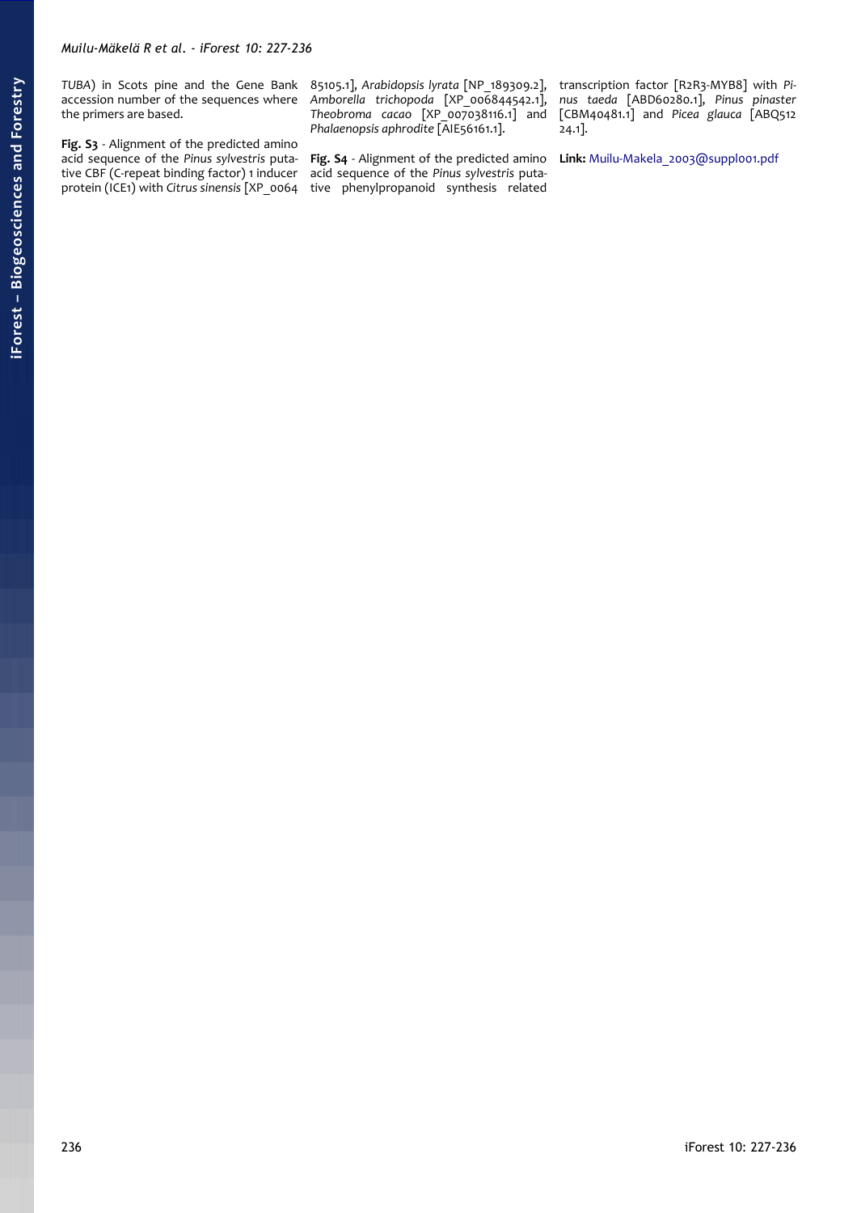*TUBA*) in Scots pine and the Gene Bank accession number of the sequences where the primers are based.

**Fig. S3** - Alignment of the predicted amino acid sequence of the *Pinus sylvestris* putative CBF (C-repeat binding factor) 1 inducer protein (ICE1) with *Citrus sinensis* [XP_006485105.1], *Arabidopsis lyrata* [NP_189309.2], *Amborella trichopoda* [XP_006844542.1], *Theobroma cacao* [XP_007038116.1] and *Phalaenopsis aphrodite* [AIE56161.1].

**Fig. S4** - Alignment of the predicted amino acid sequence of the *Pinus sylvestris* putative phenylpropanoid synthesis related transcription factor [R2R3-MYB8] with *Pinus taeda* [ABD60280.1], *Pinus pinaster* [CBM40481.1] and *Picea glauca* [ABQ51224.1].

**Link:** Muilu-Makela_2003@suppl001.pdf